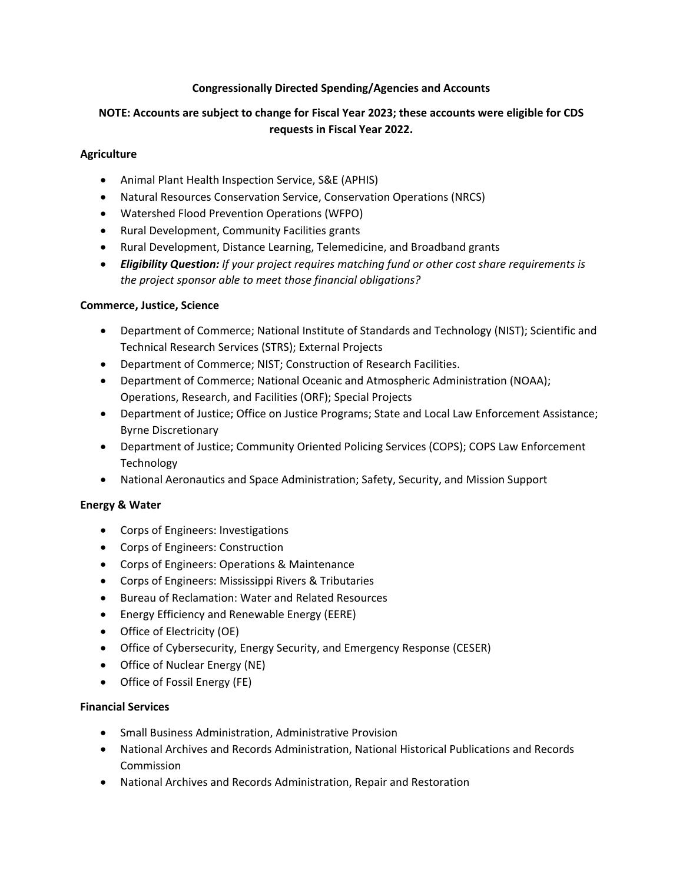# Congressionally Directed Spending/Agencies and Accounts

**NOTE: Accounts are subject to change for Fiscal Year 2023; these accounts were eligible for CDS requests in Fiscal Year 2022.**

## Agriculture

- Animal Plant Health Inspection Service, S&E (APHIS)
- Natural Resources Conservation Service, Conservation Operations (NRCS)
- Watershed Flood Prevention Operations (WFPO)
- Rural Development, Community Facilities grants
- Rural Development, Distance Learning, Telemedicine, and Broadband grants
- ***Eligibility Question:*** *If your project requires matching fund or other cost share requirements is the project sponsor able to meet those financial obligations?*

## Commerce, Justice, Science

- Department of Commerce; National Institute of Standards and Technology (NIST); Scientific and Technical Research Services (STRS); External Projects
- Department of Commerce; NIST; Construction of Research Facilities.
- Department of Commerce; National Oceanic and Atmospheric Administration (NOAA); Operations, Research, and Facilities (ORF); Special Projects
- Department of Justice; Office on Justice Programs; State and Local Law Enforcement Assistance; Byrne Discretionary
- Department of Justice; Community Oriented Policing Services (COPS); COPS Law Enforcement Technology
- National Aeronautics and Space Administration; Safety, Security, and Mission Support

## Energy & Water

- Corps of Engineers: Investigations
- Corps of Engineers: Construction
- Corps of Engineers: Operations & Maintenance
- Corps of Engineers: Mississippi Rivers & Tributaries
- Bureau of Reclamation: Water and Related Resources
- Energy Efficiency and Renewable Energy (EERE)
- Office of Electricity (OE)
- Office of Cybersecurity, Energy Security, and Emergency Response (CESER)
- Office of Nuclear Energy (NE)
- Office of Fossil Energy (FE)

## Financial Services

- Small Business Administration, Administrative Provision
- National Archives and Records Administration, National Historical Publications and Records Commission
- National Archives and Records Administration, Repair and Restoration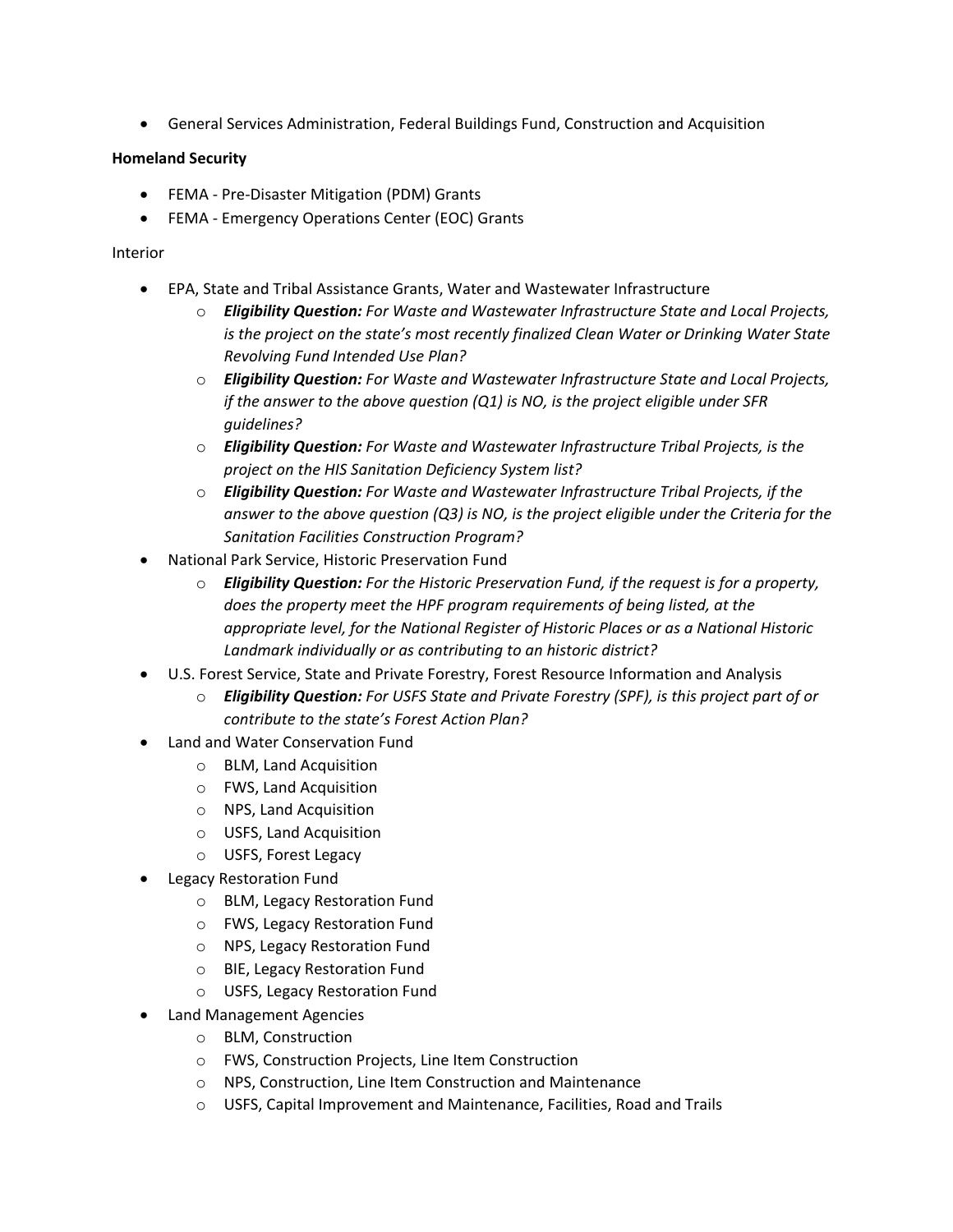- General Services Administration, Federal Buildings Fund, Construction and Acquisition

**Homeland Security**

- FEMA - Pre-Disaster Mitigation (PDM) Grants
- FEMA - Emergency Operations Center (EOC) Grants

Interior

- EPA, State and Tribal Assistance Grants, Water and Wastewater Infrastructure
  - ***Eligibility Question:*** *For Waste and Wastewater Infrastructure State and Local Projects, is the project on the state's most recently finalized Clean Water or Drinking Water State Revolving Fund Intended Use Plan?*
  - ***Eligibility Question:*** *For Waste and Wastewater Infrastructure State and Local Projects, if the answer to the above question (Q1) is NO, is the project eligible under SFR guidelines?*
  - ***Eligibility Question:*** *For Waste and Wastewater Infrastructure Tribal Projects, is the project on the HIS Sanitation Deficiency System list?*
  - ***Eligibility Question:*** *For Waste and Wastewater Infrastructure Tribal Projects, if the answer to the above question (Q3) is NO, is the project eligible under the Criteria for the Sanitation Facilities Construction Program?*
- National Park Service, Historic Preservation Fund
  - ***Eligibility Question:*** *For the Historic Preservation Fund, if the request is for a property, does the property meet the HPF program requirements of being listed, at the appropriate level, for the National Register of Historic Places or as a National Historic Landmark individually or as contributing to an historic district?*
- U.S. Forest Service, State and Private Forestry, Forest Resource Information and Analysis
  - ***Eligibility Question:*** *For USFS State and Private Forestry (SPF), is this project part of or contribute to the state's Forest Action Plan?*
- Land and Water Conservation Fund
  - BLM, Land Acquisition
  - FWS, Land Acquisition
  - NPS, Land Acquisition
  - USFS, Land Acquisition
  - USFS, Forest Legacy
- Legacy Restoration Fund
  - BLM, Legacy Restoration Fund
  - FWS, Legacy Restoration Fund
  - NPS, Legacy Restoration Fund
  - BIE, Legacy Restoration Fund
  - USFS, Legacy Restoration Fund
- Land Management Agencies
  - BLM, Construction
  - FWS, Construction Projects, Line Item Construction
  - NPS, Construction, Line Item Construction and Maintenance
  - USFS, Capital Improvement and Maintenance, Facilities, Road and Trails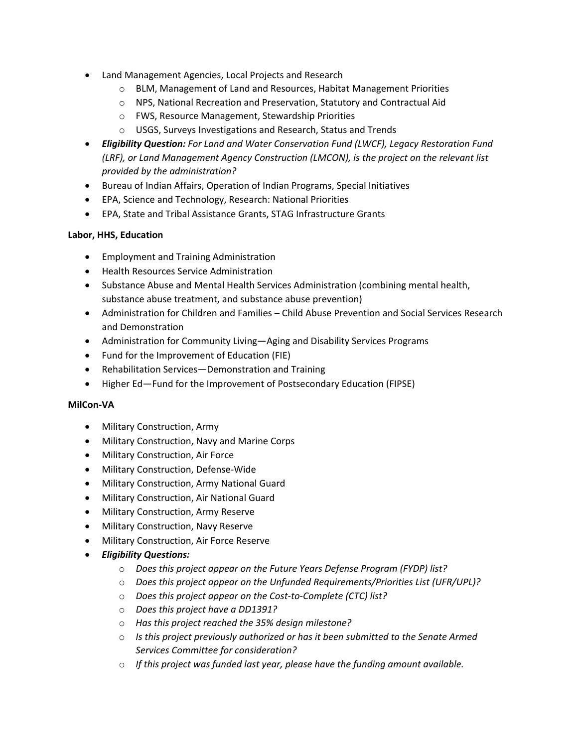- Land Management Agencies, Local Projects and Research
    - BLM, Management of Land and Resources, Habitat Management Priorities
    - NPS, National Recreation and Preservation, Statutory and Contractual Aid
    - FWS, Resource Management, Stewardship Priorities
    - USGS, Surveys Investigations and Research, Status and Trends
- ***Eligibility Question:*** *For Land and Water Conservation Fund (LWCF), Legacy Restoration Fund (LRF), or Land Management Agency Construction (LMCON), is the project on the relevant list provided by the administration?*
- Bureau of Indian Affairs, Operation of Indian Programs, Special Initiatives
- EPA, Science and Technology, Research: National Priorities
- EPA, State and Tribal Assistance Grants, STAG Infrastructure Grants

**Labor, HHS, Education**

- Employment and Training Administration
- Health Resources Service Administration
- Substance Abuse and Mental Health Services Administration (combining mental health, substance abuse treatment, and substance abuse prevention)
- Administration for Children and Families – Child Abuse Prevention and Social Services Research and Demonstration
- Administration for Community Living—Aging and Disability Services Programs
- Fund for the Improvement of Education (FIE)
- Rehabilitation Services—Demonstration and Training
- Higher Ed—Fund for the Improvement of Postsecondary Education (FIPSE)

**MilCon-VA**

- Military Construction, Army
- Military Construction, Navy and Marine Corps
- Military Construction, Air Force
- Military Construction, Defense-Wide
- Military Construction, Army National Guard
- Military Construction, Air National Guard
- Military Construction, Army Reserve
- Military Construction, Navy Reserve
- Military Construction, Air Force Reserve
- ***Eligibility Questions:***
    - *Does this project appear on the Future Years Defense Program (FYDP) list?*
    - *Does this project appear on the Unfunded Requirements/Priorities List (UFR/UPL)?*
    - *Does this project appear on the Cost-to-Complete (CTC) list?*
    - *Does this project have a DD1391?*
    - *Has this project reached the 35% design milestone?*
    - *Is this project previously authorized or has it been submitted to the Senate Armed Services Committee for consideration?*
    - *If this project was funded last year, please have the funding amount available.*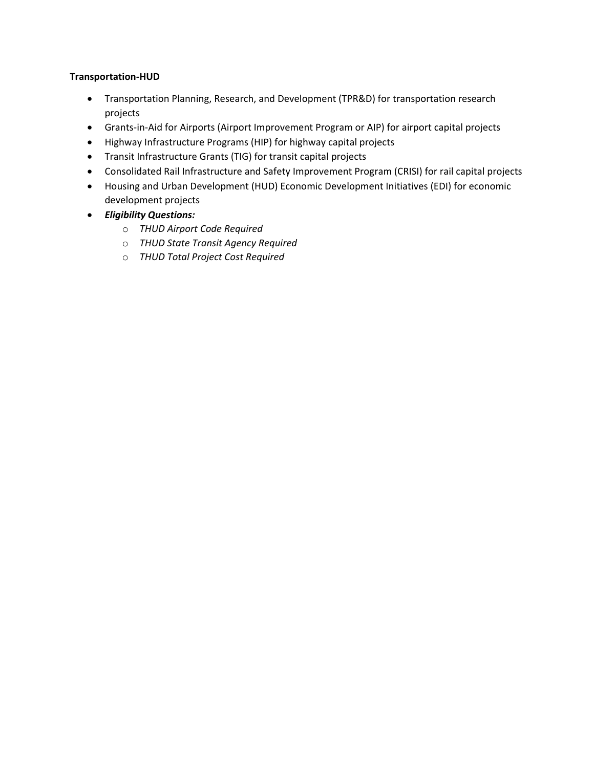**Transportation-HUD**

- Transportation Planning, Research, and Development (TPR&D) for transportation research projects
- Grants-in-Aid for Airports (Airport Improvement Program or AIP) for airport capital projects
- Highway Infrastructure Programs (HIP) for highway capital projects
- Transit Infrastructure Grants (TIG) for transit capital projects
- Consolidated Rail Infrastructure and Safety Improvement Program (CRISI) for rail capital projects
- Housing and Urban Development (HUD) Economic Development Initiatives (EDI) for economic development projects
- ***Eligibility Questions:***
    - *THUD Airport Code Required*
    - *THUD State Transit Agency Required*
    - *THUD Total Project Cost Required*